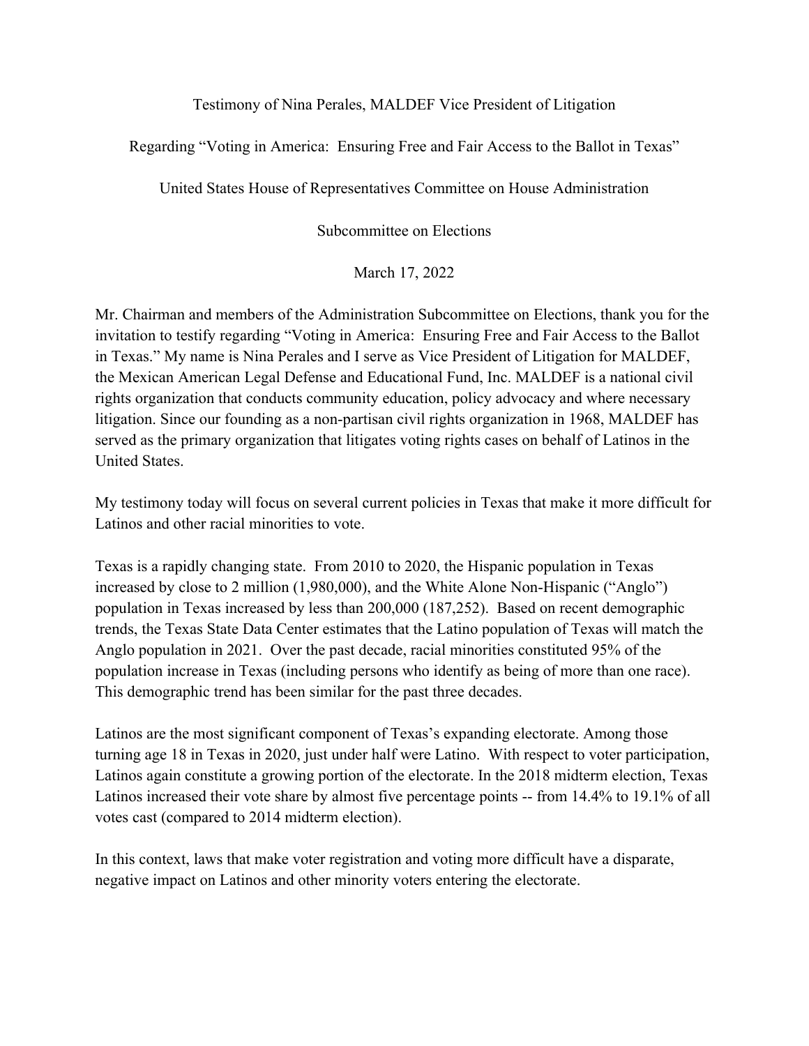Testimony of Nina Perales, MALDEF Vice President of Litigation

Regarding "Voting in America: Ensuring Free and Fair Access to the Ballot in Texas"

United States House of Representatives Committee on House Administration

Subcommittee on Elections

March 17, 2022

Mr. Chairman and members of the Administration Subcommittee on Elections, thank you for the invitation to testify regarding "Voting in America: Ensuring Free and Fair Access to the Ballot in Texas." My name is Nina Perales and I serve as Vice President of Litigation for MALDEF, the Mexican American Legal Defense and Educational Fund, Inc. MALDEF is a national civil rights organization that conducts community education, policy advocacy and where necessary litigation. Since our founding as a non-partisan civil rights organization in 1968, MALDEF has served as the primary organization that litigates voting rights cases on behalf of Latinos in the United States.

My testimony today will focus on several current policies in Texas that make it more difficult for Latinos and other racial minorities to vote.

Texas is a rapidly changing state. From 2010 to 2020, the Hispanic population in Texas increased by close to 2 million (1,980,000), and the White Alone Non-Hispanic ("Anglo") population in Texas increased by less than 200,000 (187,252). Based on recent demographic trends, the Texas State Data Center estimates that the Latino population of Texas will match the Anglo population in 2021. Over the past decade, racial minorities constituted 95% of the population increase in Texas (including persons who identify as being of more than one race). This demographic trend has been similar for the past three decades.

Latinos are the most significant component of Texas's expanding electorate. Among those turning age 18 in Texas in 2020, just under half were Latino. With respect to voter participation, Latinos again constitute a growing portion of the electorate. In the 2018 midterm election, Texas Latinos increased their vote share by almost five percentage points -- from 14.4% to 19.1% of all votes cast (compared to 2014 midterm election).

In this context, laws that make voter registration and voting more difficult have a disparate, negative impact on Latinos and other minority voters entering the electorate.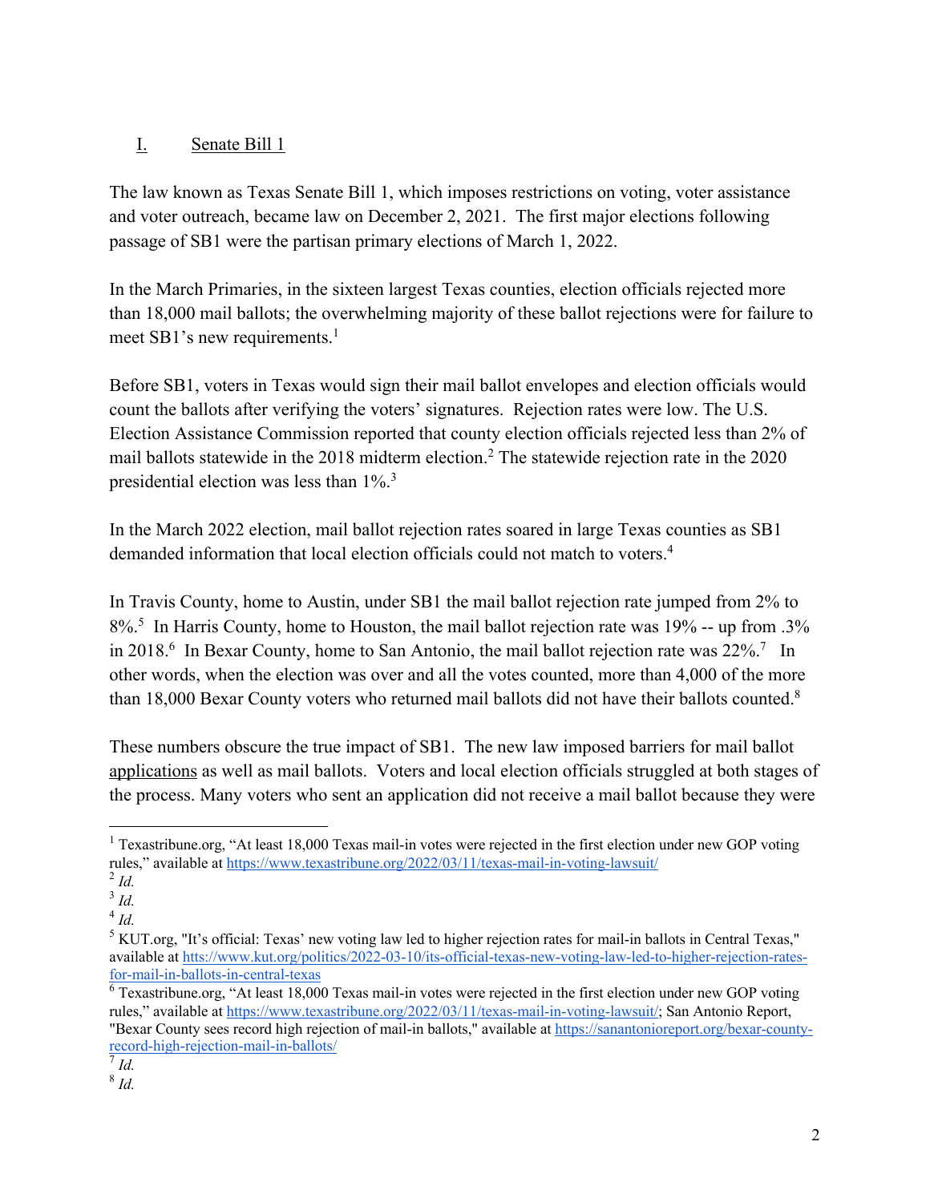## I. Senate Bill 1

The law known as Texas Senate Bill 1, which imposes restrictions on voting, voter assistance and voter outreach, became law on December 2, 2021. The first major elections following passage of SB1 were the partisan primary elections of March 1, 2022.

In the March Primaries, in the sixteen largest Texas counties, election officials rejected more than 18,000 mail ballots; the overwhelming majority of these ballot rejections were for failure to meet SB1's new requirements.[1]

Before SB1, voters in Texas would sign their mail ballot envelopes and election officials would count the ballots after verifying the voters' signatures. Rejection rates were low. The U.S. Election Assistance Commission reported that county election officials rejected less than 2% of mail ballots statewide in the 2018 midterm election.[2] The statewide rejection rate in the 2020 presidential election was less than 1%.[3]

In the March 2022 election, mail ballot rejection rates soared in large Texas counties as SB1 demanded information that local election officials could not match to voters.[4]

In Travis County, home to Austin, under SB1 the mail ballot rejection rate jumped from 2% to 8%.[5] In Harris County, home to Houston, the mail ballot rejection rate was 19% -- up from .3% in 2018.[6] In Bexar County, home to San Antonio, the mail ballot rejection rate was 22%.[7] In other words, when the election was over and all the votes counted, more than 4,000 of the more than 18,000 Bexar County voters who returned mail ballots did not have their ballots counted.[8]

These numbers obscure the true impact of SB1. The new law imposed barriers for mail ballot applications as well as mail ballots. Voters and local election officials struggled at both stages of the process. Many voters who sent an application did not receive a mail ballot because they were

---

[1] Texastribune.org, "At least 18,000 Texas mail-in votes were rejected in the first election under new GOP voting rules," available at https://www.texastribune.org/2022/03/11/texas-mail-in-voting-lawsuit/

[2] *Id.*

[3] *Id.*

[4] *Id.*

[5] KUT.org, "It's official: Texas' new voting law led to higher rejection rates for mail-in ballots in Central Texas," available at https://www.kut.org/politics/2022-03-10/its-official-texas-new-voting-law-led-to-higher-rejection-rates-for-mail-in-ballots-in-central-texas

[6] Texastribune.org, "At least 18,000 Texas mail-in votes were rejected in the first election under new GOP voting rules," available at https://www.texastribune.org/2022/03/11/texas-mail-in-voting-lawsuit/; San Antonio Report, "Bexar County sees record high rejection of mail-in ballots," available at https://sanantonioreport.org/bexar-county-record-high-rejection-mail-in-ballots/

[7] *Id.*

[8] *Id.*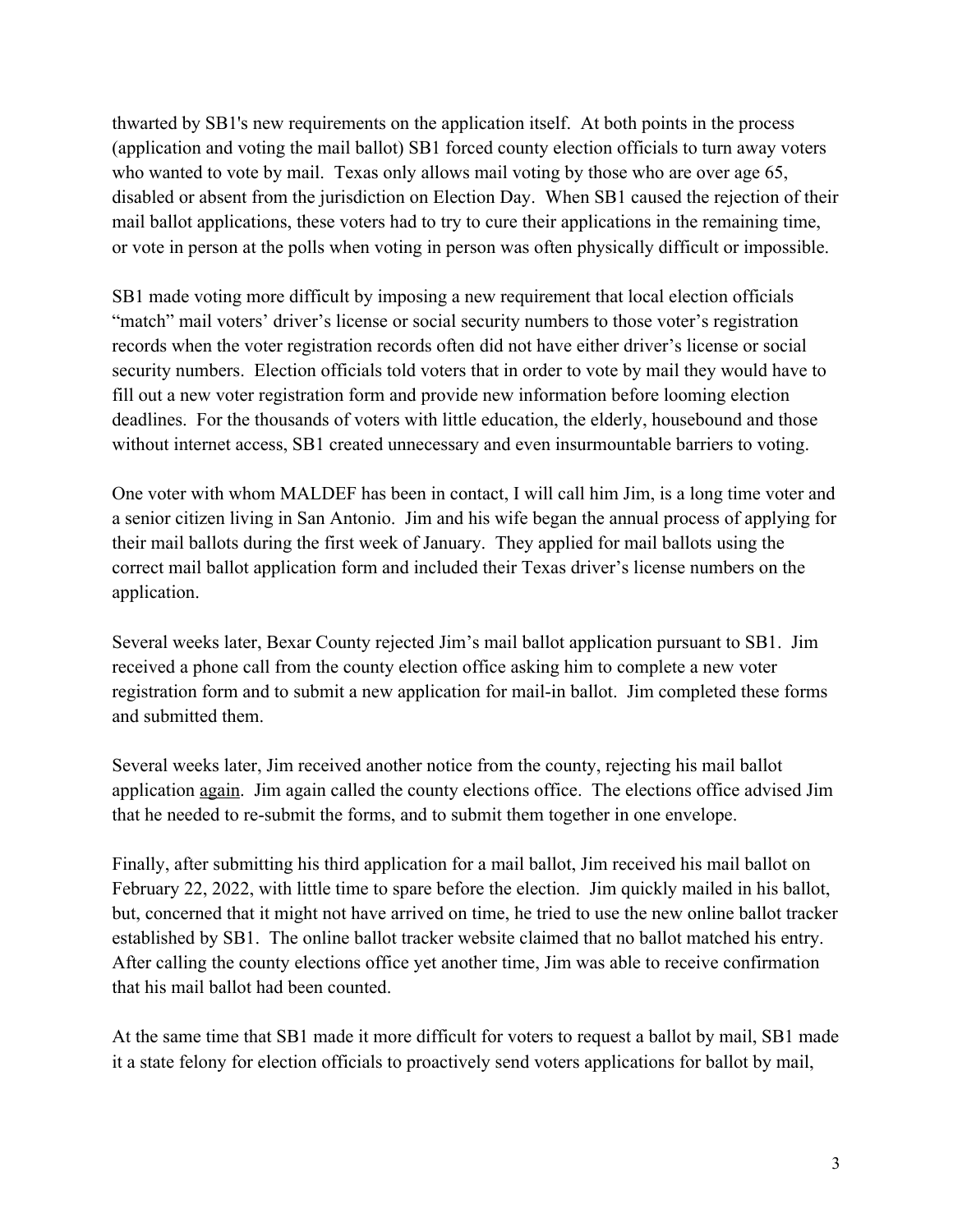thwarted by SB1's new requirements on the application itself. At both points in the process (application and voting the mail ballot) SB1 forced county election officials to turn away voters who wanted to vote by mail. Texas only allows mail voting by those who are over age 65, disabled or absent from the jurisdiction on Election Day. When SB1 caused the rejection of their mail ballot applications, these voters had to try to cure their applications in the remaining time, or vote in person at the polls when voting in person was often physically difficult or impossible.

SB1 made voting more difficult by imposing a new requirement that local election officials "match" mail voters' driver's license or social security numbers to those voter's registration records when the voter registration records often did not have either driver's license or social security numbers. Election officials told voters that in order to vote by mail they would have to fill out a new voter registration form and provide new information before looming election deadlines. For the thousands of voters with little education, the elderly, housebound and those without internet access, SB1 created unnecessary and even insurmountable barriers to voting.

One voter with whom MALDEF has been in contact, I will call him Jim, is a long time voter and a senior citizen living in San Antonio. Jim and his wife began the annual process of applying for their mail ballots during the first week of January. They applied for mail ballots using the correct mail ballot application form and included their Texas driver's license numbers on the application.

Several weeks later, Bexar County rejected Jim's mail ballot application pursuant to SB1. Jim received a phone call from the county election office asking him to complete a new voter registration form and to submit a new application for mail-in ballot. Jim completed these forms and submitted them.

Several weeks later, Jim received another notice from the county, rejecting his mail ballot application <u>again</u>. Jim again called the county elections office. The elections office advised Jim that he needed to re-submit the forms, and to submit them together in one envelope.

Finally, after submitting his third application for a mail ballot, Jim received his mail ballot on February 22, 2022, with little time to spare before the election. Jim quickly mailed in his ballot, but, concerned that it might not have arrived on time, he tried to use the new online ballot tracker established by SB1. The online ballot tracker website claimed that no ballot matched his entry. After calling the county elections office yet another time, Jim was able to receive confirmation that his mail ballot had been counted.

At the same time that SB1 made it more difficult for voters to request a ballot by mail, SB1 made it a state felony for election officials to proactively send voters applications for ballot by mail,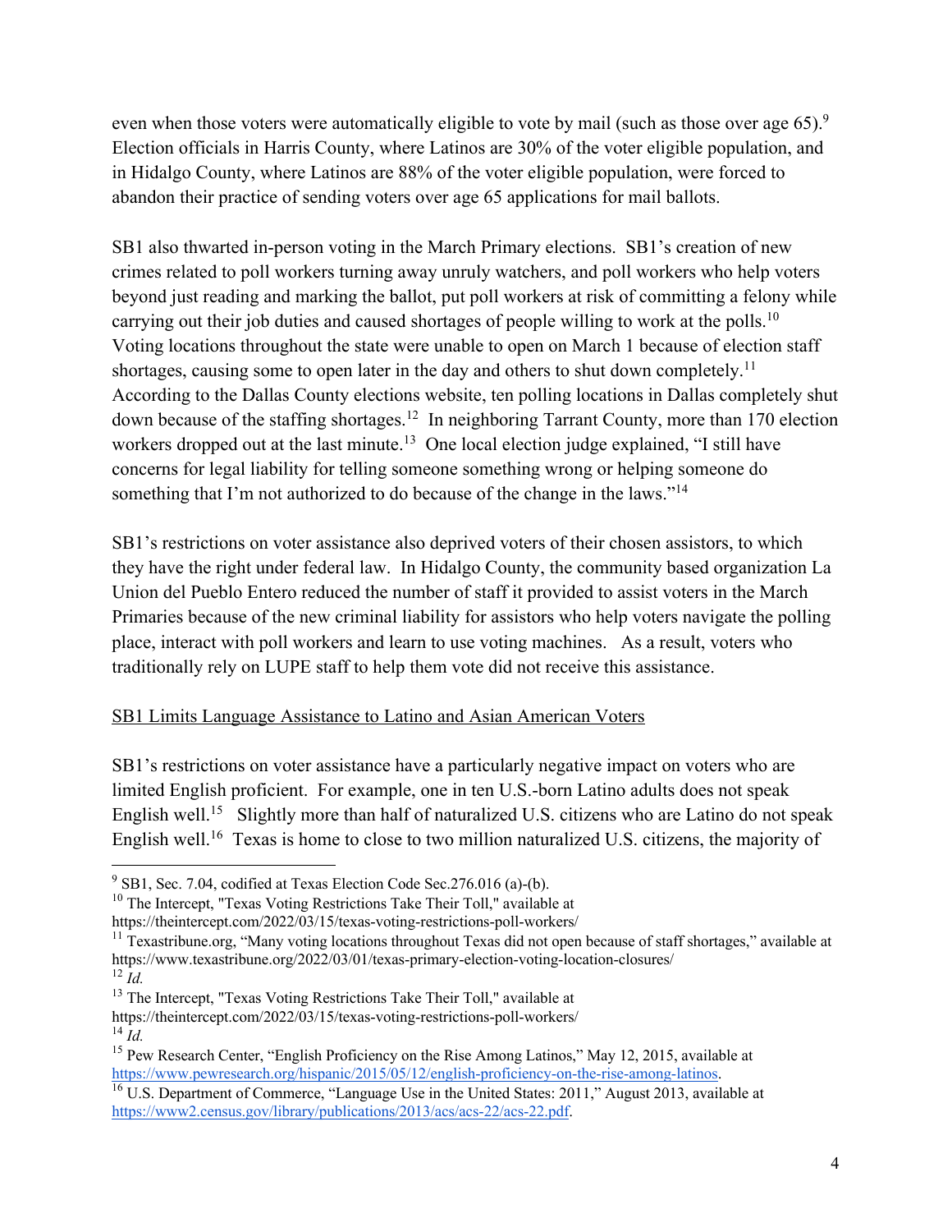even when those voters were automatically eligible to vote by mail (such as those over age 65).[9] Election officials in Harris County, where Latinos are 30% of the voter eligible population, and in Hidalgo County, where Latinos are 88% of the voter eligible population, were forced to abandon their practice of sending voters over age 65 applications for mail ballots.

SB1 also thwarted in-person voting in the March Primary elections. SB1's creation of new crimes related to poll workers turning away unruly watchers, and poll workers who help voters beyond just reading and marking the ballot, put poll workers at risk of committing a felony while carrying out their job duties and caused shortages of people willing to work at the polls.[10] Voting locations throughout the state were unable to open on March 1 because of election staff shortages, causing some to open later in the day and others to shut down completely.[11] According to the Dallas County elections website, ten polling locations in Dallas completely shut down because of the staffing shortages.[12] In neighboring Tarrant County, more than 170 election workers dropped out at the last minute.[13] One local election judge explained, "I still have concerns for legal liability for telling someone something wrong or helping someone do something that I'm not authorized to do because of the change in the laws."[14]

SB1's restrictions on voter assistance also deprived voters of their chosen assistors, to which they have the right under federal law. In Hidalgo County, the community based organization La Union del Pueblo Entero reduced the number of staff it provided to assist voters in the March Primaries because of the new criminal liability for assistors who help voters navigate the polling place, interact with poll workers and learn to use voting machines. As a result, voters who traditionally rely on LUPE staff to help them vote did not receive this assistance.

<u>SB1 Limits Language Assistance to Latino and Asian American Voters</u>

SB1's restrictions on voter assistance have a particularly negative impact on voters who are limited English proficient. For example, one in ten U.S.-born Latino adults does not speak English well.[15] Slightly more than half of naturalized U.S. citizens who are Latino do not speak English well.[16] Texas is home to close to two million naturalized U.S. citizens, the majority of

---

[9] SB1, Sec. 7.04, codified at Texas Election Code Sec.276.016 (a)-(b).

[10] The Intercept, "Texas Voting Restrictions Take Their Toll," available at https://theintercept.com/2022/03/15/texas-voting-restrictions-poll-workers/

[11] Texastribune.org, "Many voting locations throughout Texas did not open because of staff shortages," available at https://www.texastribune.org/2022/03/01/texas-primary-election-voting-location-closures/

[12] *Id.*

[13] The Intercept, "Texas Voting Restrictions Take Their Toll," available at https://theintercept.com/2022/03/15/texas-voting-restrictions-poll-workers/

[14] *Id.*

[15] Pew Research Center, "English Proficiency on the Rise Among Latinos," May 12, 2015, available at https://www.pewresearch.org/hispanic/2015/05/12/english-proficiency-on-the-rise-among-latinos.

[16] U.S. Department of Commerce, "Language Use in the United States: 2011," August 2013, available at https://www2.census.gov/library/publications/2013/acs/acs-22/acs-22.pdf.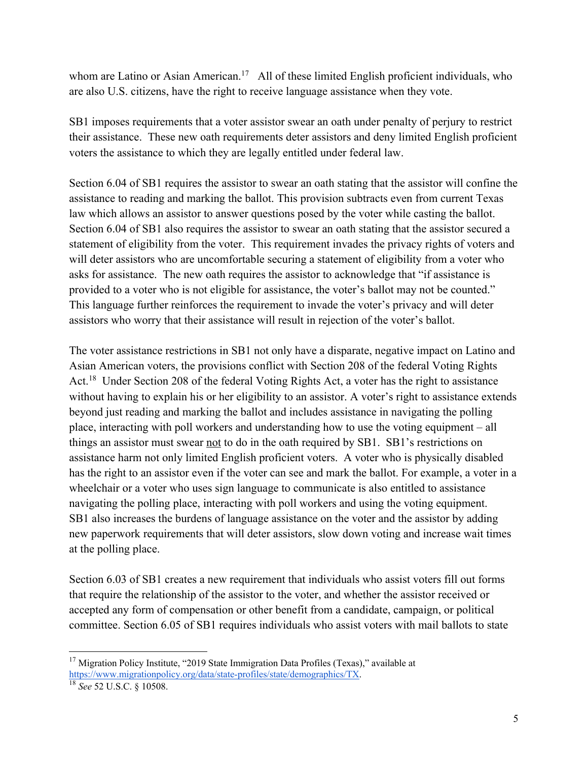whom are Latino or Asian American.[17] All of these limited English proficient individuals, who are also U.S. citizens, have the right to receive language assistance when they vote.

SB1 imposes requirements that a voter assistor swear an oath under penalty of perjury to restrict their assistance. These new oath requirements deter assistors and deny limited English proficient voters the assistance to which they are legally entitled under federal law.

Section 6.04 of SB1 requires the assistor to swear an oath stating that the assistor will confine the assistance to reading and marking the ballot. This provision subtracts even from current Texas law which allows an assistor to answer questions posed by the voter while casting the ballot. Section 6.04 of SB1 also requires the assistor to swear an oath stating that the assistor secured a statement of eligibility from the voter. This requirement invades the privacy rights of voters and will deter assistors who are uncomfortable securing a statement of eligibility from a voter who asks for assistance. The new oath requires the assistor to acknowledge that "if assistance is provided to a voter who is not eligible for assistance, the voter's ballot may not be counted." This language further reinforces the requirement to invade the voter's privacy and will deter assistors who worry that their assistance will result in rejection of the voter's ballot.

The voter assistance restrictions in SB1 not only have a disparate, negative impact on Latino and Asian American voters, the provisions conflict with Section 208 of the federal Voting Rights Act.[18] Under Section 208 of the federal Voting Rights Act, a voter has the right to assistance without having to explain his or her eligibility to an assistor. A voter's right to assistance extends beyond just reading and marking the ballot and includes assistance in navigating the polling place, interacting with poll workers and understanding how to use the voting equipment – all things an assistor must swear <u>not</u> to do in the oath required by SB1. SB1's restrictions on assistance harm not only limited English proficient voters. A voter who is physically disabled has the right to an assistor even if the voter can see and mark the ballot. For example, a voter in a wheelchair or a voter who uses sign language to communicate is also entitled to assistance navigating the polling place, interacting with poll workers and using the voting equipment. SB1 also increases the burdens of language assistance on the voter and the assistor by adding new paperwork requirements that will deter assistors, slow down voting and increase wait times at the polling place.

Section 6.03 of SB1 creates a new requirement that individuals who assist voters fill out forms that require the relationship of the assistor to the voter, and whether the assistor received or accepted any form of compensation or other benefit from a candidate, campaign, or political committee. Section 6.05 of SB1 requires individuals who assist voters with mail ballots to state

---

[17] Migration Policy Institute, "2019 State Immigration Data Profiles (Texas)," available at https://www.migrationpolicy.org/data/state-profiles/state/demographics/TX.

[18] *See* 52 U.S.C. § 10508.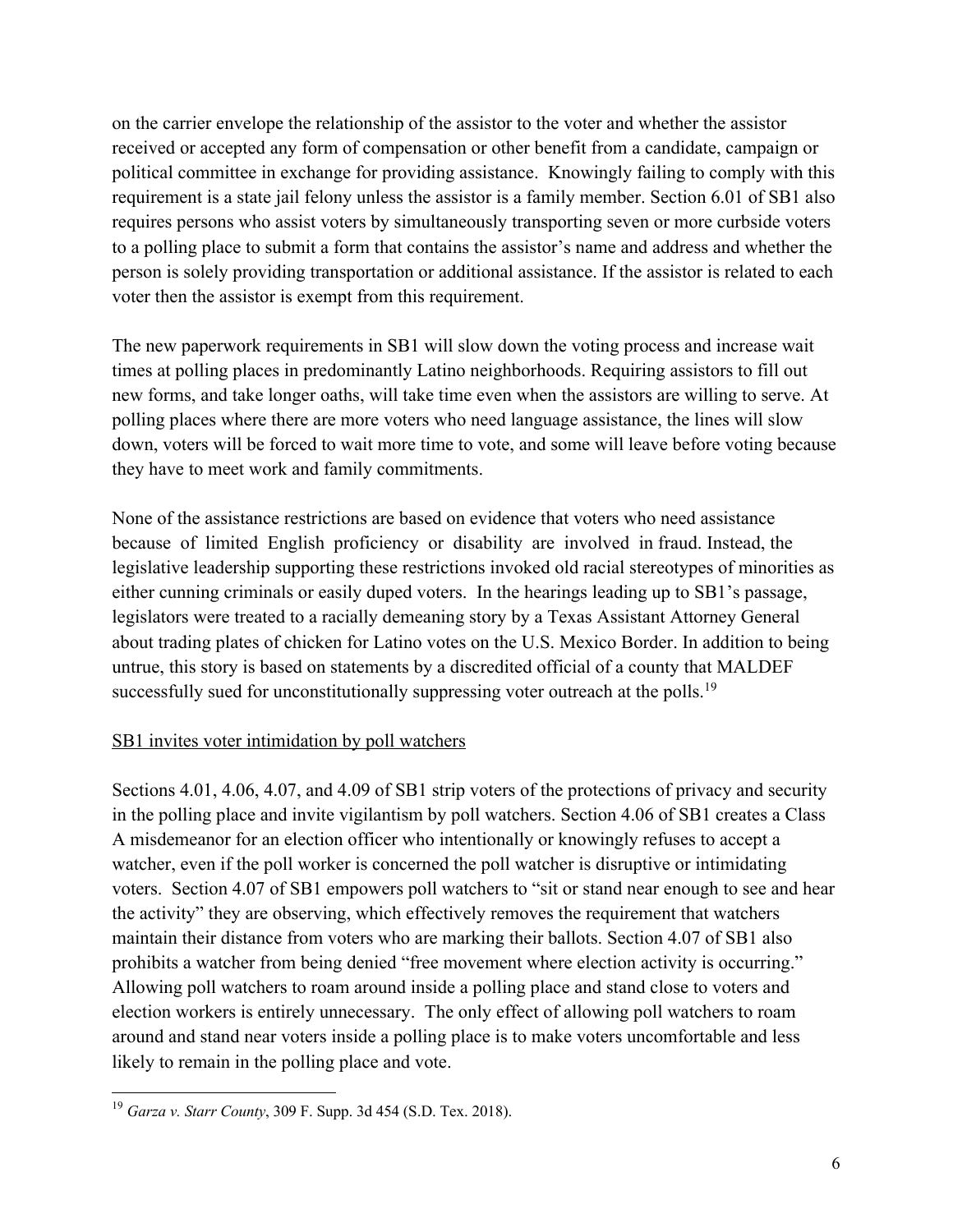on the carrier envelope the relationship of the assistor to the voter and whether the assistor received or accepted any form of compensation or other benefit from a candidate, campaign or political committee in exchange for providing assistance. Knowingly failing to comply with this requirement is a state jail felony unless the assistor is a family member. Section 6.01 of SB1 also requires persons who assist voters by simultaneously transporting seven or more curbside voters to a polling place to submit a form that contains the assistor's name and address and whether the person is solely providing transportation or additional assistance. If the assistor is related to each voter then the assistor is exempt from this requirement.

The new paperwork requirements in SB1 will slow down the voting process and increase wait times at polling places in predominantly Latino neighborhoods. Requiring assistors to fill out new forms, and take longer oaths, will take time even when the assistors are willing to serve. At polling places where there are more voters who need language assistance, the lines will slow down, voters will be forced to wait more time to vote, and some will leave before voting because they have to meet work and family commitments.

None of the assistance restrictions are based on evidence that voters who need assistance because of limited English proficiency or disability are involved in fraud. Instead, the legislative leadership supporting these restrictions invoked old racial stereotypes of minorities as either cunning criminals or easily duped voters. In the hearings leading up to SB1's passage, legislators were treated to a racially demeaning story by a Texas Assistant Attorney General about trading plates of chicken for Latino votes on the U.S. Mexico Border. In addition to being untrue, this story is based on statements by a discredited official of a county that MALDEF successfully sued for unconstitutionally suppressing voter outreach at the polls.[19]

<u>SB1 invites voter intimidation by poll watchers</u>

Sections 4.01, 4.06, 4.07, and 4.09 of SB1 strip voters of the protections of privacy and security in the polling place and invite vigilantism by poll watchers. Section 4.06 of SB1 creates a Class A misdemeanor for an election officer who intentionally or knowingly refuses to accept a watcher, even if the poll worker is concerned the poll watcher is disruptive or intimidating voters. Section 4.07 of SB1 empowers poll watchers to "sit or stand near enough to see and hear the activity" they are observing, which effectively removes the requirement that watchers maintain their distance from voters who are marking their ballots. Section 4.07 of SB1 also prohibits a watcher from being denied "free movement where election activity is occurring." Allowing poll watchers to roam around inside a polling place and stand close to voters and election workers is entirely unnecessary. The only effect of allowing poll watchers to roam around and stand near voters inside a polling place is to make voters uncomfortable and less likely to remain in the polling place and vote.

---

[19] *Garza v. Starr County*, 309 F. Supp. 3d 454 (S.D. Tex. 2018).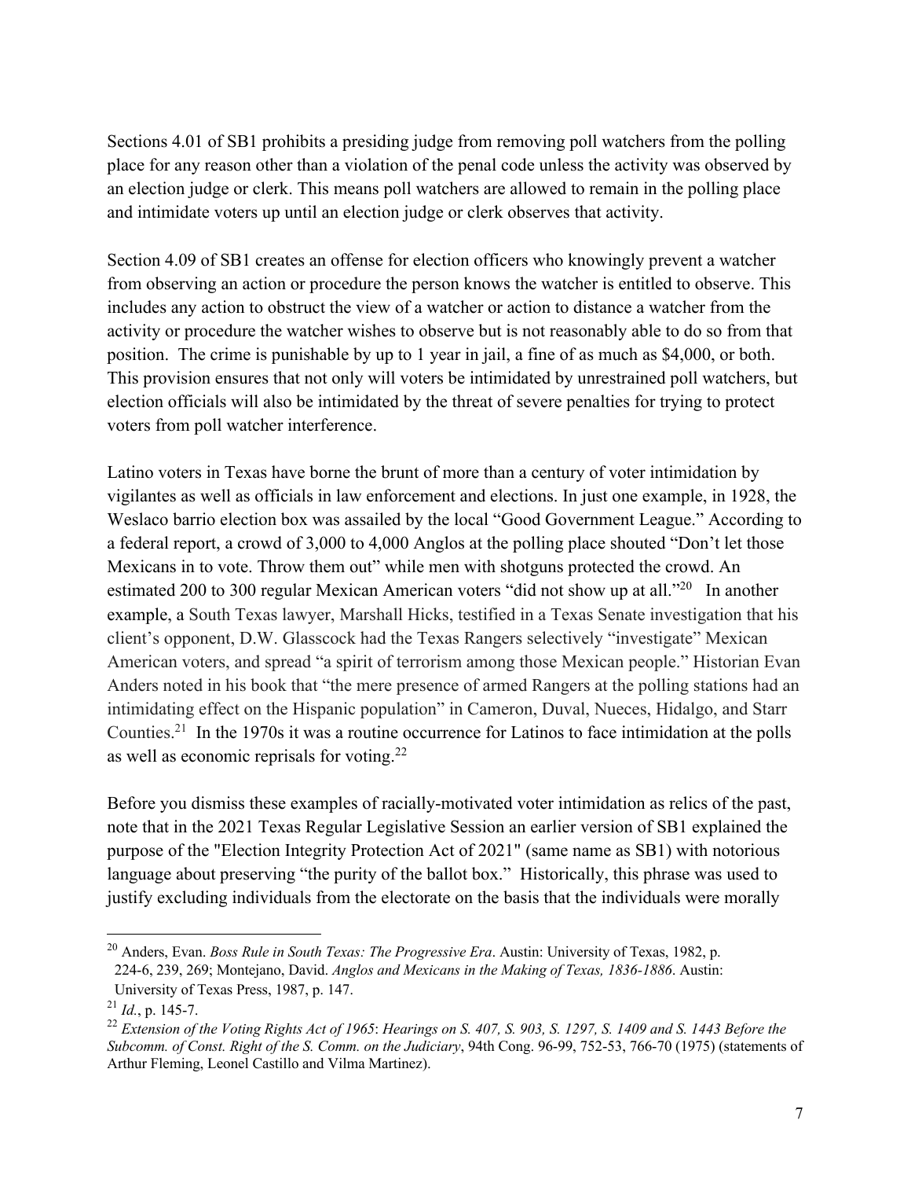Sections 4.01 of SB1 prohibits a presiding judge from removing poll watchers from the polling place for any reason other than a violation of the penal code unless the activity was observed by an election judge or clerk. This means poll watchers are allowed to remain in the polling place and intimidate voters up until an election judge or clerk observes that activity.

Section 4.09 of SB1 creates an offense for election officers who knowingly prevent a watcher from observing an action or procedure the person knows the watcher is entitled to observe. This includes any action to obstruct the view of a watcher or action to distance a watcher from the activity or procedure the watcher wishes to observe but is not reasonably able to do so from that position. The crime is punishable by up to 1 year in jail, a fine of as much as $4,000, or both. This provision ensures that not only will voters be intimidated by unrestrained poll watchers, but election officials will also be intimidated by the threat of severe penalties for trying to protect voters from poll watcher interference.

Latino voters in Texas have borne the brunt of more than a century of voter intimidation by vigilantes as well as officials in law enforcement and elections. In just one example, in 1928, the Weslaco barrio election box was assailed by the local "Good Government League." According to a federal report, a crowd of 3,000 to 4,000 Anglos at the polling place shouted "Don't let those Mexicans in to vote. Throw them out" while men with shotguns protected the crowd. An estimated 200 to 300 regular Mexican American voters "did not show up at all."[20] In another example, a South Texas lawyer, Marshall Hicks, testified in a Texas Senate investigation that his client's opponent, D.W. Glasscock had the Texas Rangers selectively "investigate" Mexican American voters, and spread "a spirit of terrorism among those Mexican people." Historian Evan Anders noted in his book that "the mere presence of armed Rangers at the polling stations had an intimidating effect on the Hispanic population" in Cameron, Duval, Nueces, Hidalgo, and Starr Counties.[21] In the 1970s it was a routine occurrence for Latinos to face intimidation at the polls as well as economic reprisals for voting.[22]

Before you dismiss these examples of racially-motivated voter intimidation as relics of the past, note that in the 2021 Texas Regular Legislative Session an earlier version of SB1 explained the purpose of the "Election Integrity Protection Act of 2021" (same name as SB1) with notorious language about preserving "the purity of the ballot box." Historically, this phrase was used to justify excluding individuals from the electorate on the basis that the individuals were morally

---

[20] Anders, Evan. *Boss Rule in South Texas: The Progressive Era*. Austin: University of Texas, 1982, p. 224-6, 239, 269; Montejano, David. *Anglos and Mexicans in the Making of Texas, 1836-1886*. Austin: University of Texas Press, 1987, p. 147.

[21] *Id.*, p. 145-7.

[22] *Extension of the Voting Rights Act of 1965*: *Hearings on S. 407, S. 903, S. 1297, S. 1409 and S. 1443 Before the Subcomm. of Const. Right of the S. Comm. on the Judiciary*, 94th Cong. 96-99, 752-53, 766-70 (1975) (statements of Arthur Fleming, Leonel Castillo and Vilma Martinez).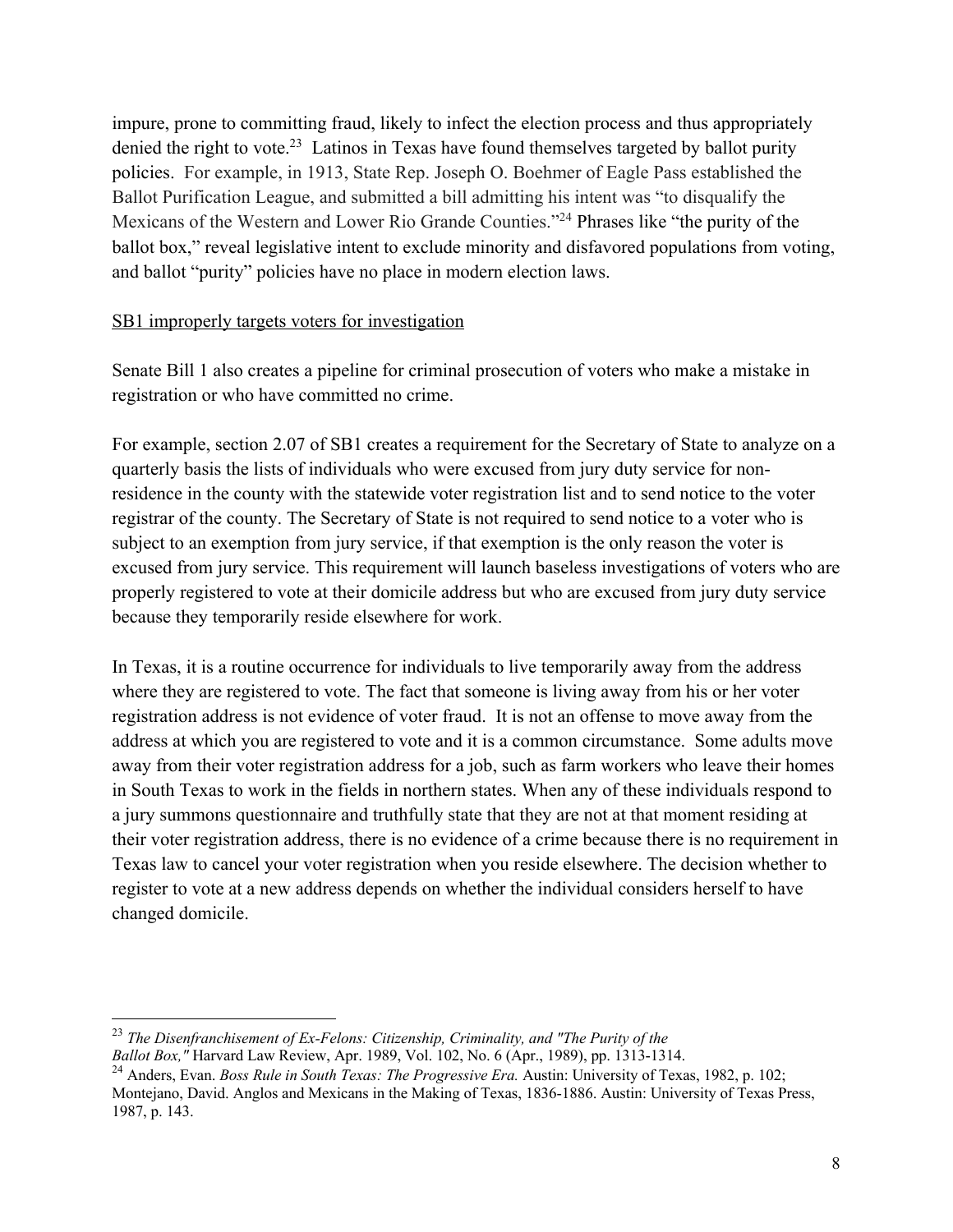impure, prone to committing fraud, likely to infect the election process and thus appropriately denied the right to vote.[23] Latinos in Texas have found themselves targeted by ballot purity policies. For example, in 1913, State Rep. Joseph O. Boehmer of Eagle Pass established the Ballot Purification League, and submitted a bill admitting his intent was "to disqualify the Mexicans of the Western and Lower Rio Grande Counties."[24] Phrases like "the purity of the ballot box," reveal legislative intent to exclude minority and disfavored populations from voting, and ballot "purity" policies have no place in modern election laws.

<u>SB1 improperly targets voters for investigation</u>

Senate Bill 1 also creates a pipeline for criminal prosecution of voters who make a mistake in registration or who have committed no crime.

For example, section 2.07 of SB1 creates a requirement for the Secretary of State to analyze on a quarterly basis the lists of individuals who were excused from jury duty service for non-residence in the county with the statewide voter registration list and to send notice to the voter registrar of the county. The Secretary of State is not required to send notice to a voter who is subject to an exemption from jury service, if that exemption is the only reason the voter is excused from jury service. This requirement will launch baseless investigations of voters who are properly registered to vote at their domicile address but who are excused from jury duty service because they temporarily reside elsewhere for work.

In Texas, it is a routine occurrence for individuals to live temporarily away from the address where they are registered to vote. The fact that someone is living away from his or her voter registration address is not evidence of voter fraud. It is not an offense to move away from the address at which you are registered to vote and it is a common circumstance. Some adults move away from their voter registration address for a job, such as farm workers who leave their homes in South Texas to work in the fields in northern states. When any of these individuals respond to a jury summons questionnaire and truthfully state that they are not at that moment residing at their voter registration address, there is no evidence of a crime because there is no requirement in Texas law to cancel your voter registration when you reside elsewhere. The decision whether to register to vote at a new address depends on whether the individual considers herself to have changed domicile.

---

[23] *The Disenfranchisement of Ex-Felons: Citizenship, Criminality, and "The Purity of the Ballot Box,"* Harvard Law Review, Apr. 1989, Vol. 102, No. 6 (Apr., 1989), pp. 1313-1314.

[24] Anders, Evan. *Boss Rule in South Texas: The Progressive Era.* Austin: University of Texas, 1982, p. 102; Montejano, David. Anglos and Mexicans in the Making of Texas, 1836-1886. Austin: University of Texas Press, 1987, p. 143.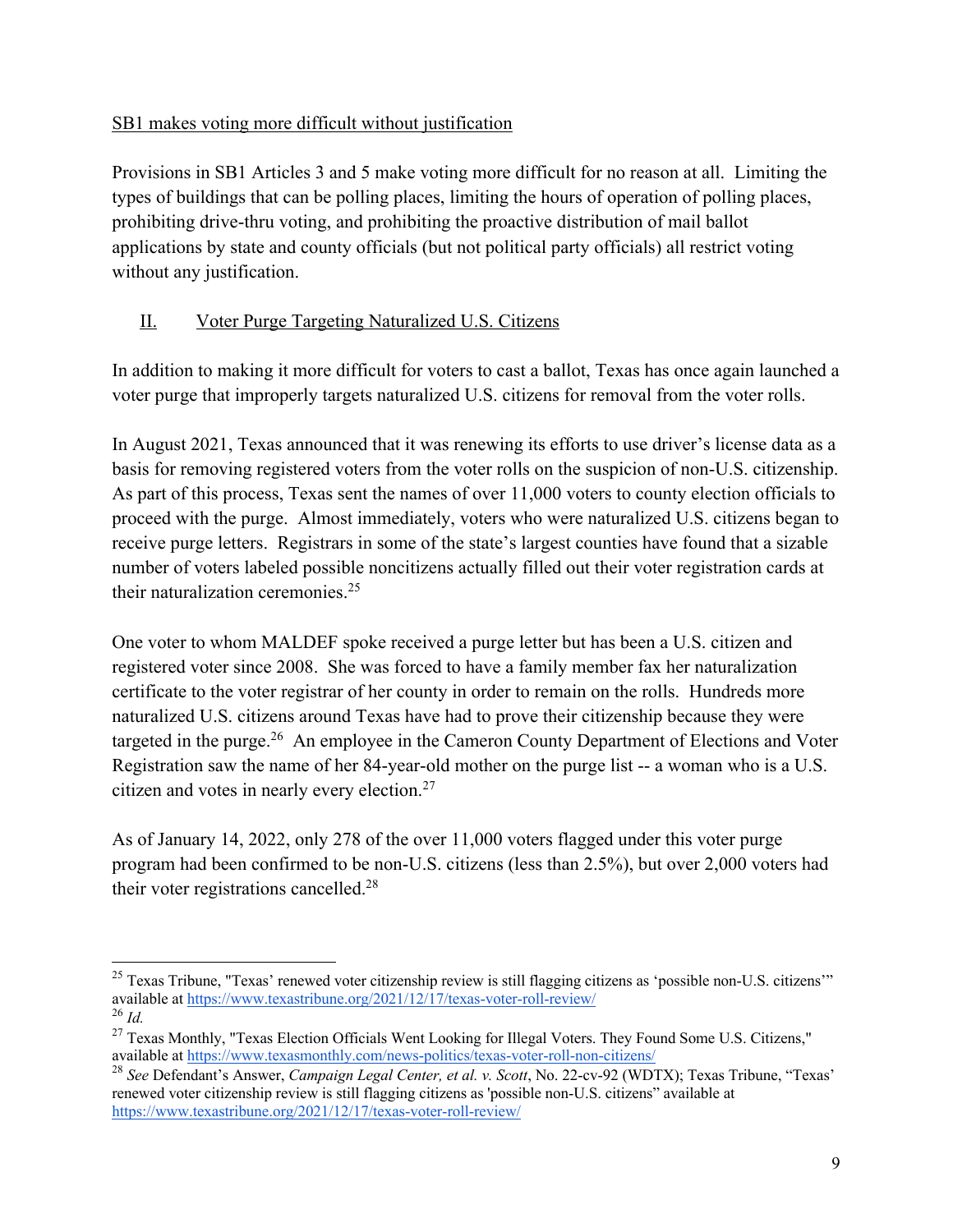SB1 makes voting more difficult without justification

Provisions in SB1 Articles 3 and 5 make voting more difficult for no reason at all. Limiting the types of buildings that can be polling places, limiting the hours of operation of polling places, prohibiting drive-thru voting, and prohibiting the proactive distribution of mail ballot applications by state and county officials (but not political party officials) all restrict voting without any justification.

## II. Voter Purge Targeting Naturalized U.S. Citizens

In addition to making it more difficult for voters to cast a ballot, Texas has once again launched a voter purge that improperly targets naturalized U.S. citizens for removal from the voter rolls.

In August 2021, Texas announced that it was renewing its efforts to use driver's license data as a basis for removing registered voters from the voter rolls on the suspicion of non-U.S. citizenship. As part of this process, Texas sent the names of over 11,000 voters to county election officials to proceed with the purge. Almost immediately, voters who were naturalized U.S. citizens began to receive purge letters. Registrars in some of the state's largest counties have found that a sizable number of voters labeled possible noncitizens actually filled out their voter registration cards at their naturalization ceremonies.[25]

One voter to whom MALDEF spoke received a purge letter but has been a U.S. citizen and registered voter since 2008. She was forced to have a family member fax her naturalization certificate to the voter registrar of her county in order to remain on the rolls. Hundreds more naturalized U.S. citizens around Texas have had to prove their citizenship because they were targeted in the purge.[26] An employee in the Cameron County Department of Elections and Voter Registration saw the name of her 84-year-old mother on the purge list -- a woman who is a U.S. citizen and votes in nearly every election.[27]

As of January 14, 2022, only 278 of the over 11,000 voters flagged under this voter purge program had been confirmed to be non-U.S. citizens (less than 2.5%), but over 2,000 voters had their voter registrations cancelled.[28]

---

[25] Texas Tribune, "Texas' renewed voter citizenship review is still flagging citizens as 'possible non-U.S. citizens'" available at https://www.texastribune.org/2021/12/17/texas-voter-roll-review/

[26] *Id.*

[27] Texas Monthly, "Texas Election Officials Went Looking for Illegal Voters. They Found Some U.S. Citizens," available at https://www.texasmonthly.com/news-politics/texas-voter-roll-non-citizens/

[28] *See* Defendant's Answer, *Campaign Legal Center, et al. v. Scott*, No. 22-cv-92 (WDTX); Texas Tribune, "Texas' renewed voter citizenship review is still flagging citizens as 'possible non-U.S. citizens" available at https://www.texastribune.org/2021/12/17/texas-voter-roll-review/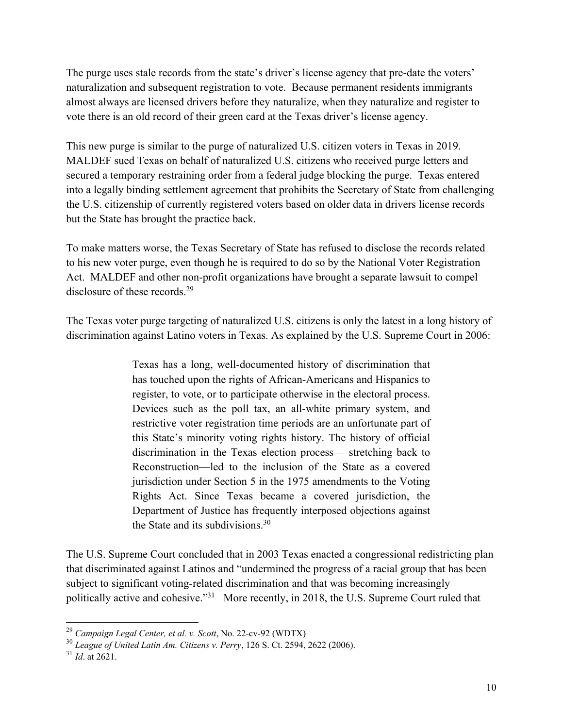The purge uses stale records from the state's driver's license agency that pre-date the voters' naturalization and subsequent registration to vote. Because permanent residents immigrants almost always are licensed drivers before they naturalize, when they naturalize and register to vote there is an old record of their green card at the Texas driver's license agency.

This new purge is similar to the purge of naturalized U.S. citizen voters in Texas in 2019. MALDEF sued Texas on behalf of naturalized U.S. citizens who received purge letters and secured a temporary restraining order from a federal judge blocking the purge. Texas entered into a legally binding settlement agreement that prohibits the Secretary of State from challenging the U.S. citizenship of currently registered voters based on older data in drivers license records but the State has brought the practice back.

To make matters worse, the Texas Secretary of State has refused to disclose the records related to his new voter purge, even though he is required to do so by the National Voter Registration Act. MALDEF and other non-profit organizations have brought a separate lawsuit to compel disclosure of these records.[29]

The Texas voter purge targeting of naturalized U.S. citizens is only the latest in a long history of discrimination against Latino voters in Texas. As explained by the U.S. Supreme Court in 2006:

> Texas has a long, well-documented history of discrimination that has touched upon the rights of African-Americans and Hispanics to register, to vote, or to participate otherwise in the electoral process. Devices such as the poll tax, an all-white primary system, and restrictive voter registration time periods are an unfortunate part of this State's minority voting rights history. The history of official discrimination in the Texas election process— stretching back to Reconstruction—led to the inclusion of the State as a covered jurisdiction under Section 5 in the 1975 amendments to the Voting Rights Act. Since Texas became a covered jurisdiction, the Department of Justice has frequently interposed objections against the State and its subdivisions.[30]

The U.S. Supreme Court concluded that in 2003 Texas enacted a congressional redistricting plan that discriminated against Latinos and "undermined the progress of a racial group that has been subject to significant voting-related discrimination and that was becoming increasingly politically active and cohesive."[31] More recently, in 2018, the U.S. Supreme Court ruled that

---

[29] *Campaign Legal Center, et al. v. Scott*, No. 22-cv-92 (WDTX)

[30] *League of United Latin Am. Citizens v. Perry*, 126 S. Ct. 2594, 2622 (2006).

[31] *Id*. at 2621.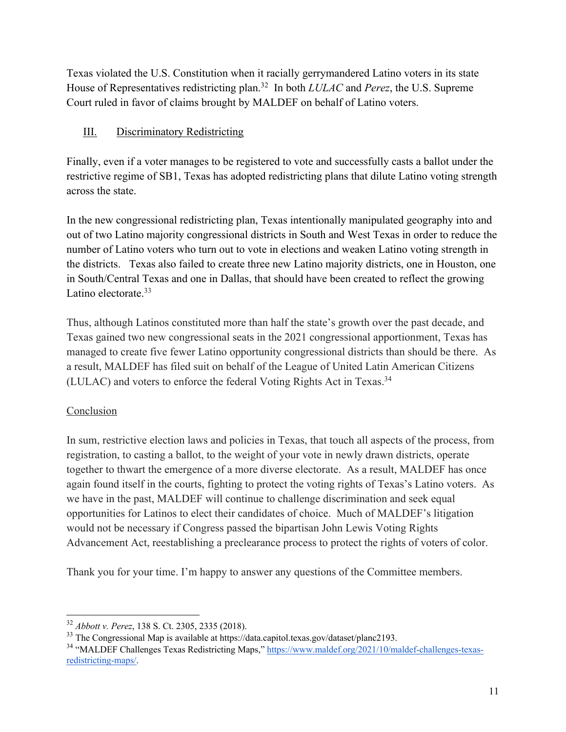Texas violated the U.S. Constitution when it racially gerrymandered Latino voters in its state House of Representatives redistricting plan.[32] In both *LULAC* and *Perez*, the U.S. Supreme Court ruled in favor of claims brought by MALDEF on behalf of Latino voters.

## III. Discriminatory Redistricting

Finally, even if a voter manages to be registered to vote and successfully casts a ballot under the restrictive regime of SB1, Texas has adopted redistricting plans that dilute Latino voting strength across the state.

In the new congressional redistricting plan, Texas intentionally manipulated geography into and out of two Latino majority congressional districts in South and West Texas in order to reduce the number of Latino voters who turn out to vote in elections and weaken Latino voting strength in the districts. Texas also failed to create three new Latino majority districts, one in Houston, one in South/Central Texas and one in Dallas, that should have been created to reflect the growing Latino electorate.[33]

Thus, although Latinos constituted more than half the state's growth over the past decade, and Texas gained two new congressional seats in the 2021 congressional apportionment, Texas has managed to create five fewer Latino opportunity congressional districts than should be there. As a result, MALDEF has filed suit on behalf of the League of United Latin American Citizens (LULAC) and voters to enforce the federal Voting Rights Act in Texas.[34]

## Conclusion

In sum, restrictive election laws and policies in Texas, that touch all aspects of the process, from registration, to casting a ballot, to the weight of your vote in newly drawn districts, operate together to thwart the emergence of a more diverse electorate. As a result, MALDEF has once again found itself in the courts, fighting to protect the voting rights of Texas's Latino voters. As we have in the past, MALDEF will continue to challenge discrimination and seek equal opportunities for Latinos to elect their candidates of choice. Much of MALDEF's litigation would not be necessary if Congress passed the bipartisan John Lewis Voting Rights Advancement Act, reestablishing a preclearance process to protect the rights of voters of color.

Thank you for your time. I'm happy to answer any questions of the Committee members.

---

[32] *Abbott v. Perez*, 138 S. Ct. 2305, 2335 (2018).

[33] The Congressional Map is available at https://data.capitol.texas.gov/dataset/planc2193.

[34] "MALDEF Challenges Texas Redistricting Maps," https://www.maldef.org/2021/10/maldef-challenges-texas-redistricting-maps/.